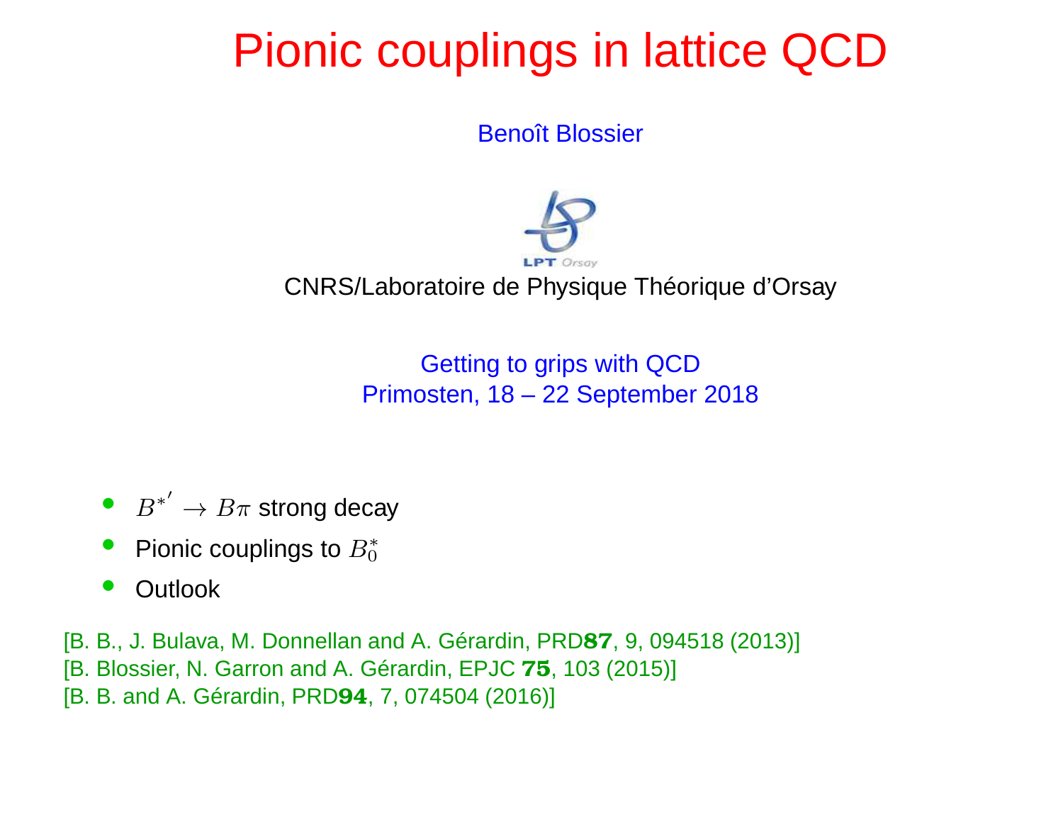# Pionic couplings in lattice QCD

Benoît Blossier

LPT Orsay

CNRS/Laboratoire de Physique Théorique d'Orsay

Getting to grips with QCD
Primosten, 18 – 22 September 2018

- $B^{*'} \to B\pi$ strong decay
- Pionic couplings to $B_0^*$
- Outlook

[B. B., J. Bulava, M. Donnellan and A. Gérardin, PRD**87**, 9, 094518 (2013)]
[B. Blossier, N. Garron and A. Gérardin, EPJC **75**, 103 (2015)]
[B. B. and A. Gérardin, PRD**94**, 7, 074504 (2016)]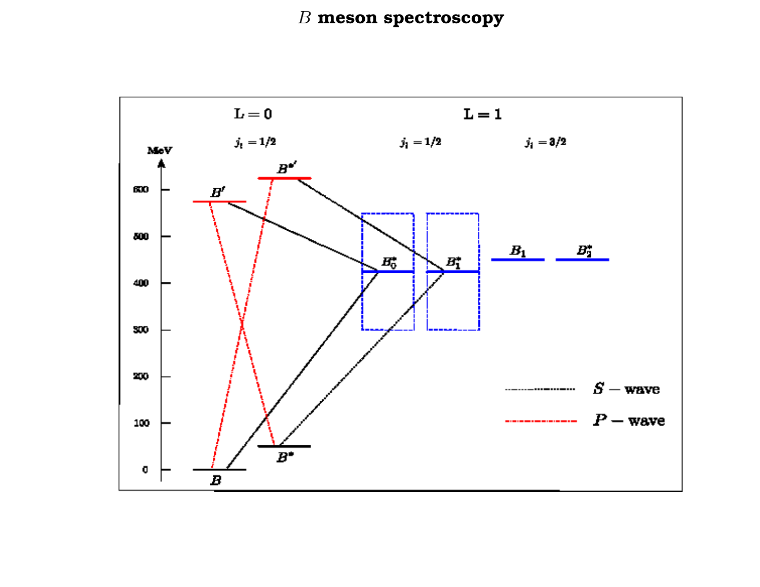# $B$ meson spectroscopy

L = 0 — $j_l = 1/2$

L = 1 — $j_l = 1/2$, $j_l = 3/2$

MeV: 0, 100, 200, 300, 400, 500, 600

$B$, $B^*$, $B'$, $B^{*\prime}$, $B_0^*$, $B_1^*$, $B_1$, $B_2^*$

$S$ – wave

$P$ – wave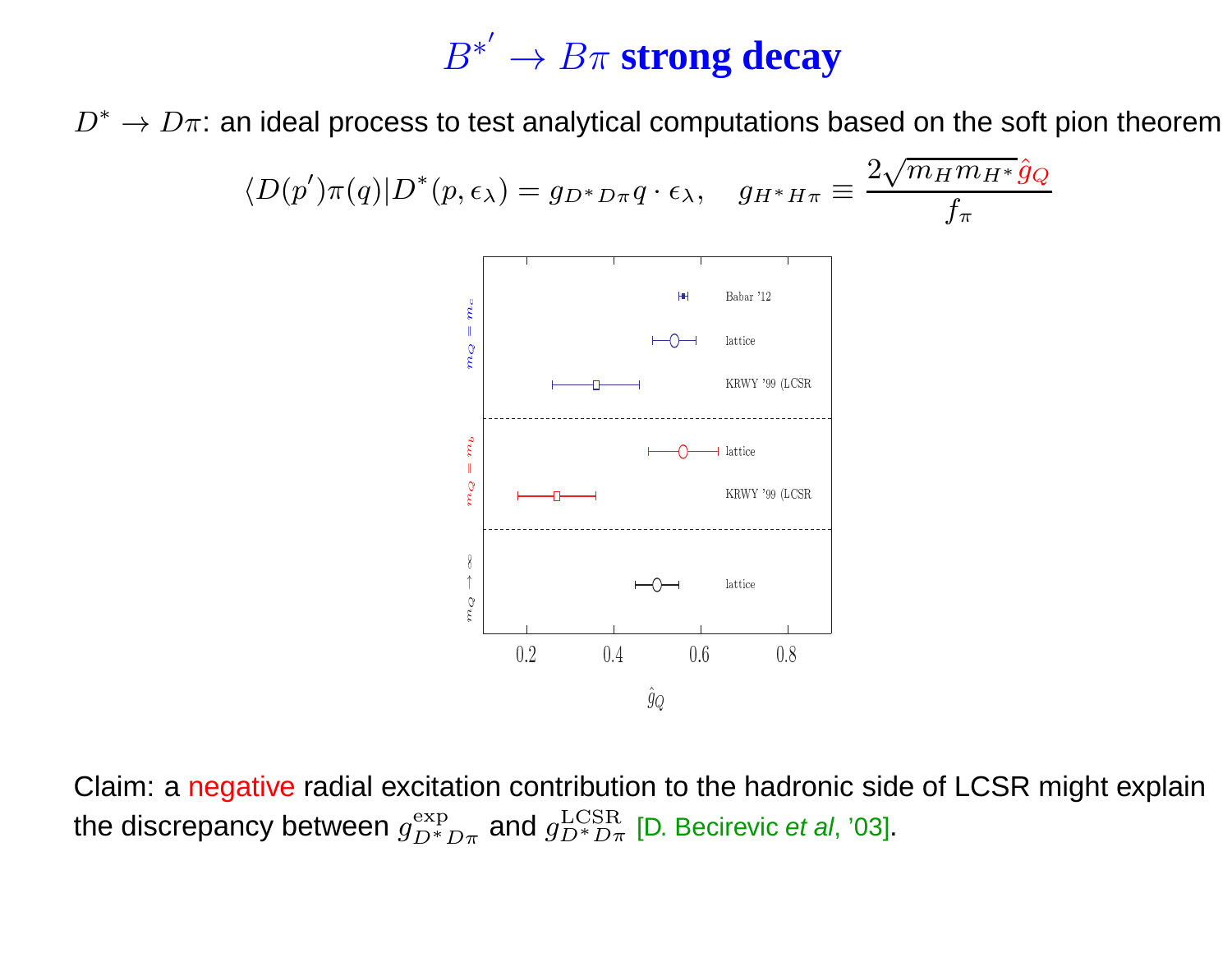# $B^{*'} \to B\pi$ strong decay

$D^* \to D\pi$: an ideal process to test analytical computations based on the soft pion theorem

$$\langle D(p')\pi(q)|D^*(p,\epsilon_\lambda) = g_{D^*D\pi} q \cdot \epsilon_\lambda, \quad g_{H^*H\pi} \equiv \frac{2\sqrt{m_H m_{H^*}}\hat{g}_Q}{f_\pi}$$

Claim: a negative radial excitation contribution to the hadronic side of LCSR might explain the discrepancy between $g^{\text{exp}}_{D^*D\pi}$ and $g^{\text{LCSR}}_{D^*D\pi}$ [D. Becirevic *et al*, '03].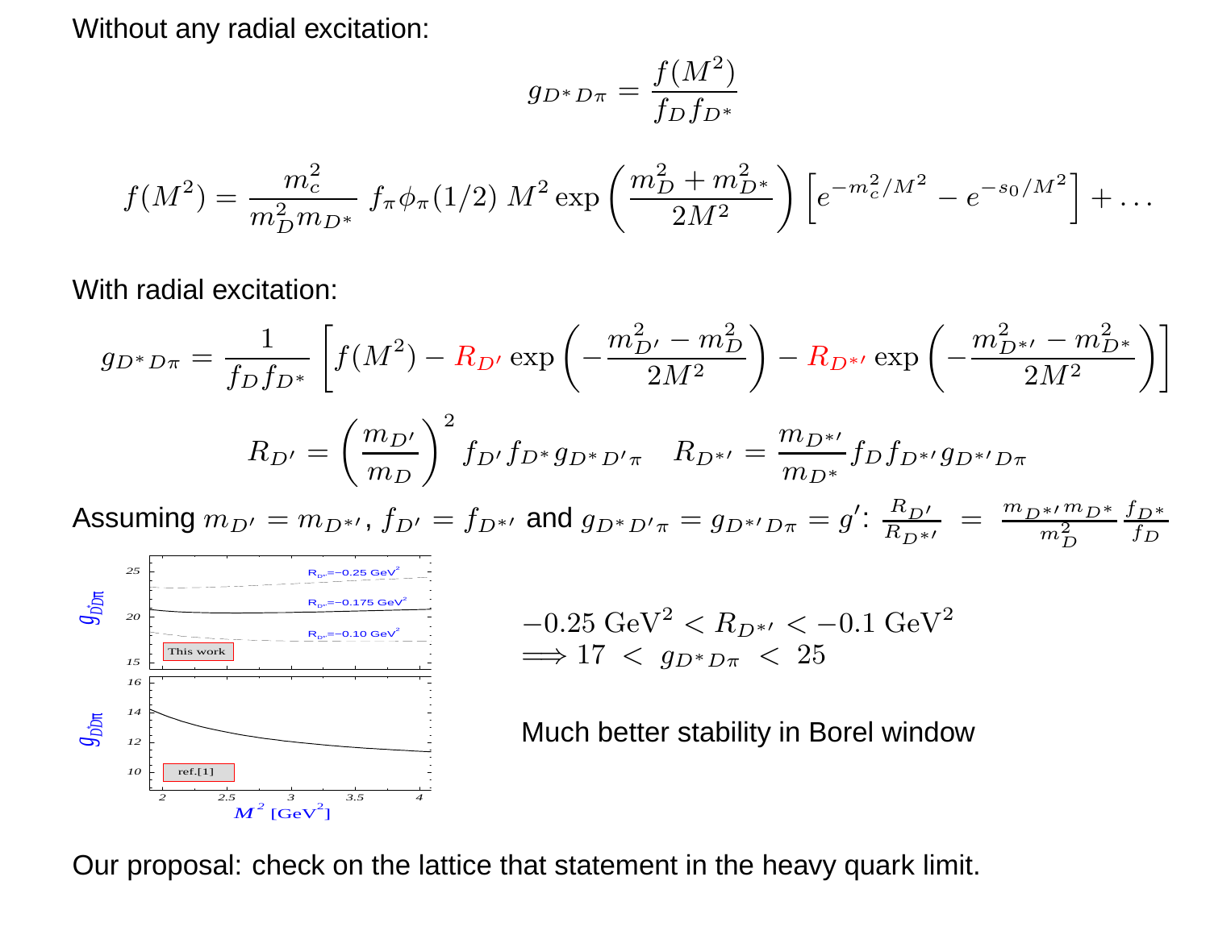Without any radial excitation:

$$g_{D^*D\pi} = \frac{f(M^2)}{f_D f_{D^*}}$$

$$f(M^2) = \frac{m_c^2}{m_D^2 m_{D^*}} \, f_\pi \phi_\pi(1/2) \, M^2 \exp\left(\frac{m_D^2 + m_{D^*}^2}{2M^2}\right) \left[e^{-m_c^2/M^2} - e^{-s_0/M^2}\right] + \ldots$$

With radial excitation:

$$g_{D^*D\pi} = \frac{1}{f_D f_{D^*}} \left[f(M^2) - R_{D'} \exp\left(-\frac{m_{D'}^2 - m_D^2}{2M^2}\right) - R_{D^{*\prime}} \exp\left(-\frac{m_{D^{*\prime}}^2 - m_{D^*}^2}{2M^2}\right)\right]$$

$$R_{D'} = \left(\frac{m_{D'}}{m_D}\right)^2 f_{D'} f_{D^*} g_{D^*D'\pi} \quad R_{D^{*\prime}} = \frac{m_{D^{*\prime}}}{m_{D^*}} f_D f_{D^{*\prime}} g_{D^{*\prime}D\pi}$$

Assuming $m_{D'} = m_{D^{*\prime}}$, $f_{D'} = f_{D^{*\prime}}$ and $g_{D^*D'\pi} = g_{D^{*\prime}D\pi} = g'$: $\frac{R_{D'}}{R_{D^{*\prime}}} = \frac{m_{D^{*\prime}} m_{D^*}}{m_D^2} \frac{f_{D^*}}{f_D}$

$$-0.25 \text{ GeV}^2 < R_{D^{*\prime}} < -0.1 \text{ GeV}^2$$
$$\Longrightarrow 17 \; < \; g_{D^*D\pi} \; < \; 25$$

Much better stability in Borel window

Our proposal: check on the lattice that statement in the heavy quark limit.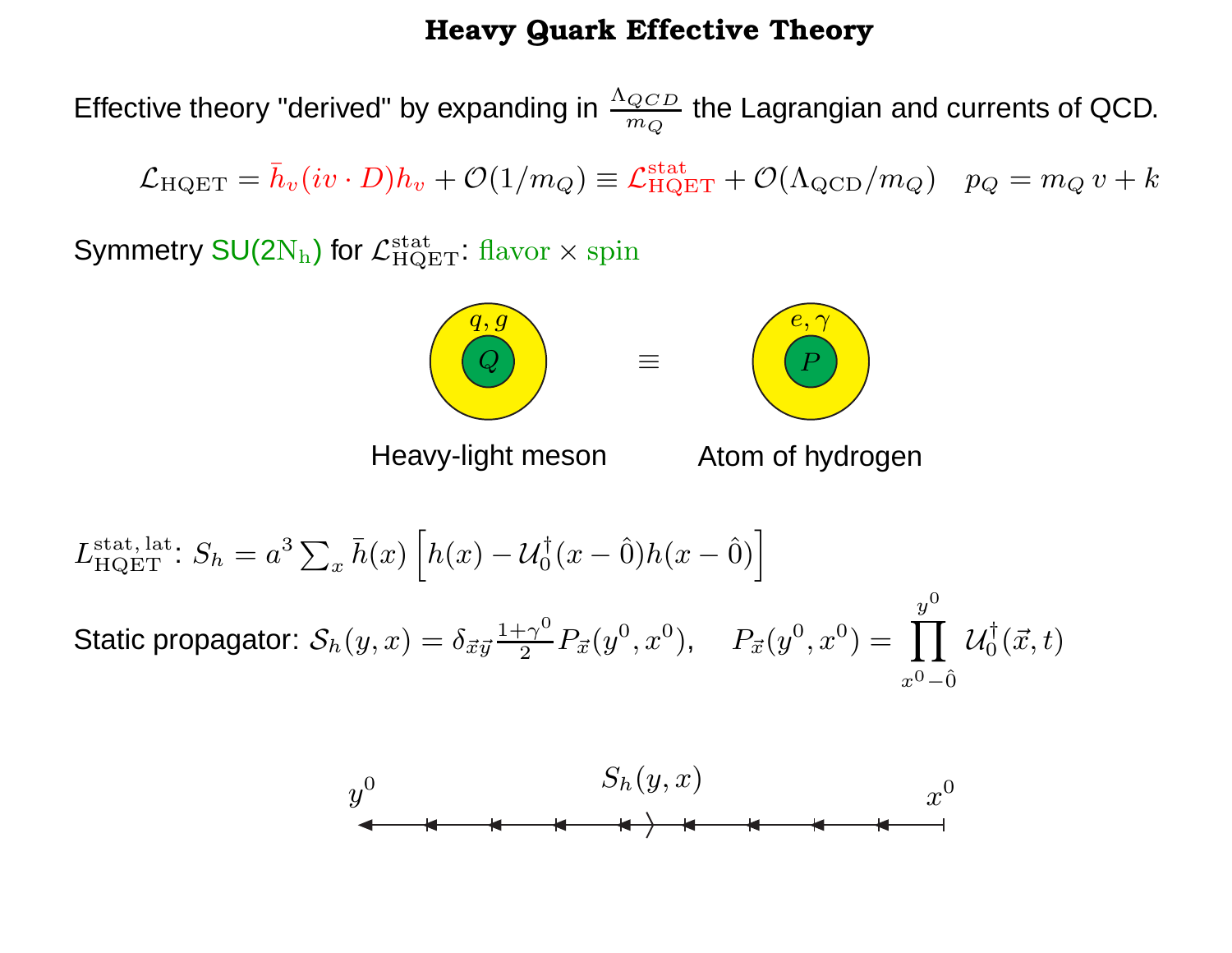# Heavy Quark Effective Theory

Effective theory "derived" by expanding in $\frac{\Lambda_{QCD}}{m_Q}$ the Lagrangian and currents of QCD.

$$\mathcal{L}_{\rm HQET} = \bar{h}_v(iv\cdot D)h_v + \mathcal{O}(1/m_Q) \equiv \mathcal{L}^{\rm stat}_{\rm HQET} + \mathcal{O}(\Lambda_{\rm QCD}/m_Q) \quad p_Q = m_Q\, v + k$$

Symmetry $\mathrm{SU(2N_h)}$ for $\mathcal{L}^{\rm stat}_{\rm HQET}$: $\mathrm{flavor} \times \mathrm{spin}$

$q, g$ — $Q$ $\equiv$ $e, \gamma$ — $P$

Heavy-light meson &emsp; Atom of hydrogen

$L^{\rm stat,\,lat}_{\rm HQET}$: $S_h = a^3 \sum_x \bar{h}(x) \left[ h(x) - \mathcal{U}_0^\dagger(x-\hat{0}) h(x-\hat{0}) \right]$

Static propagator: $\mathcal{S}_h(y,x) = \delta_{\vec{x}\vec{y}} \frac{1+\gamma^0}{2} P_{\vec{x}}(y^0,x^0), \quad P_{\vec{x}}(y^0,x^0) = \prod_{x^0-\hat{0}}^{y^0} \mathcal{U}_0^\dagger(\vec{x},t)$

$y^0$ &emsp; $S_h(y,x)$ &emsp; $x^0$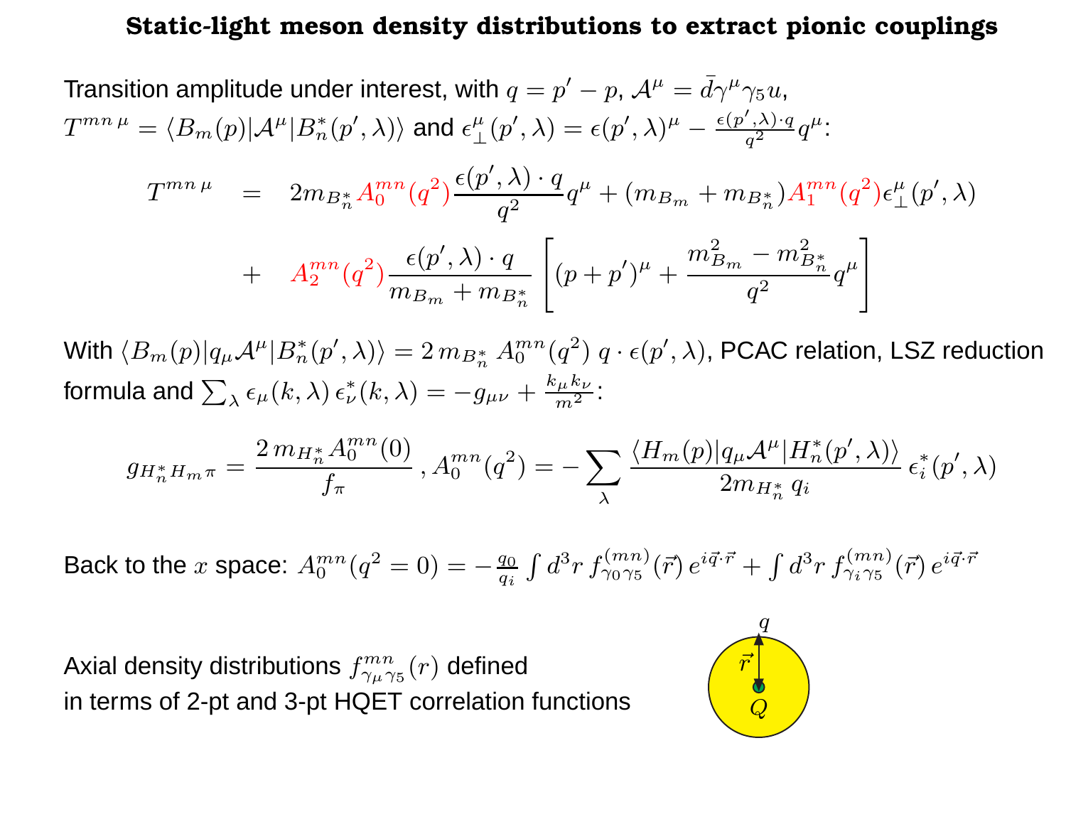# Static-light meson density distributions to extract pionic couplings

Transition amplitude under interest, with $q = p' - p$, $\mathcal{A}^\mu = \bar{d}\gamma^\mu\gamma_5 u$,
$T^{mn\,\mu} = \langle B_m(p)|\mathcal{A}^\mu|B^*_n(p',\lambda)\rangle$ and $\epsilon^\mu_\perp(p',\lambda) = \epsilon(p',\lambda)^\mu - \frac{\epsilon(p',\lambda)\cdot q}{q^2} q^\mu$:

$$
\begin{aligned}
T^{mn\,\mu} &= 2m_{B^*_n} A_0^{mn}(q^2) \frac{\epsilon(p',\lambda)\cdot q}{q^2} q^\mu + (m_{B_m} + m_{B^*_n}) A_1^{mn}(q^2) \epsilon^\mu_\perp(p',\lambda) \\
&+ A_2^{mn}(q^2) \frac{\epsilon(p',\lambda)\cdot q}{m_{B_m} + m_{B^*_n}} \left[ (p+p')^\mu + \frac{m^2_{B_m} - m^2_{B^*_n}}{q^2} q^\mu \right]
\end{aligned}
$$

With $\langle B_m(p)|q_\mu \mathcal{A}^\mu|B^*_n(p',\lambda)\rangle = 2\, m_{B^*_n}\, A_0^{mn}(q^2)\; q\cdot\epsilon(p',\lambda)$, PCAC relation, LSZ reduction formula and $\sum_\lambda \epsilon_\mu(k,\lambda)\,\epsilon^*_\nu(k,\lambda) = -g_{\mu\nu} + \frac{k_\mu k_\nu}{m^2}$:

$$
g_{H^*_n H_m \pi} = \frac{2\, m_{H^*_n} A_0^{mn}(0)}{f_\pi}\,,\, A_0^{mn}(q^2) = -\sum_\lambda \frac{\langle H_m(p)|q_\mu \mathcal{A}^\mu|H^*_n(p',\lambda)\rangle}{2 m_{H^*_n}\, q_i}\, \epsilon^*_i(p',\lambda)
$$

Back to the $x$ space: $A_0^{mn}(q^2=0) = -\frac{q_0}{q_i}\int d^3r\, f^{(mn)}_{\gamma_0\gamma_5}(\vec{r})\, e^{i\vec{q}\cdot\vec{r}} + \int d^3r\, f^{(mn)}_{\gamma_i\gamma_5}(\vec{r})\, e^{i\vec{q}\cdot\vec{r}}$

Axial density distributions $f^{mn}_{\gamma_\mu\gamma_5}(r)$ defined in terms of 2-pt and 3-pt HQET correlation functions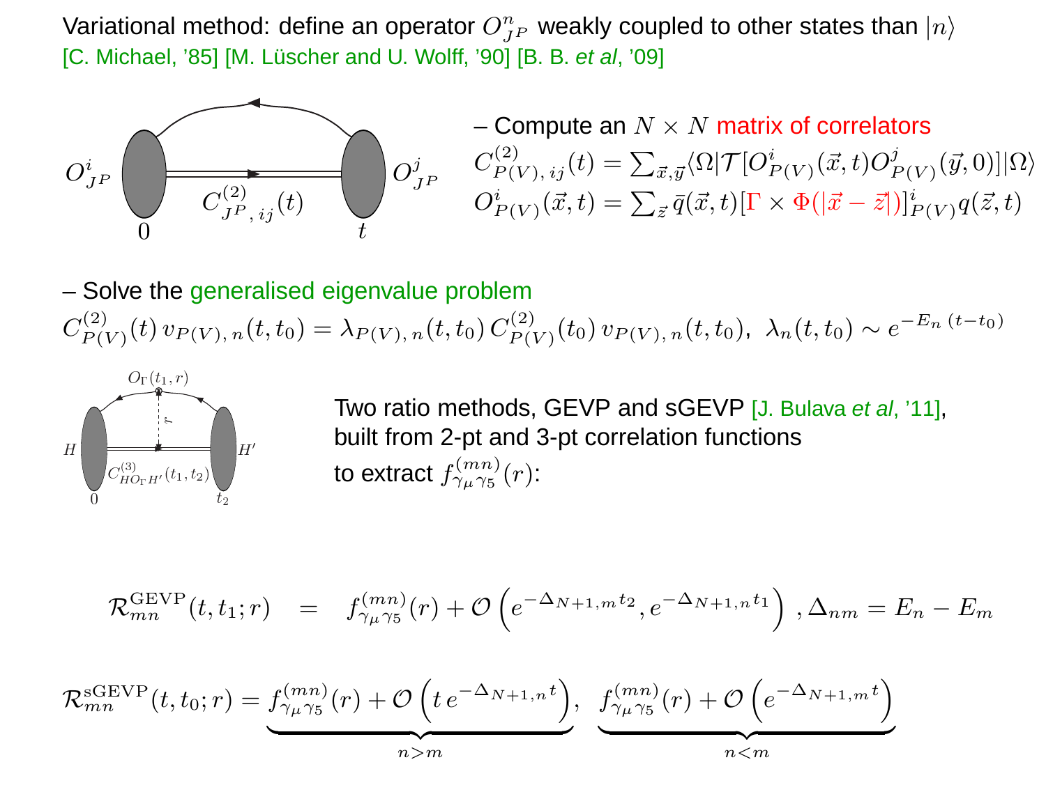Variational method: define an operator $O^n_{J^P}$ weakly coupled to other states than $|n\rangle$
[C. Michael, '85] [M. Lüscher and U. Wolff, '90] [B. B. *et al*, '09]

– Compute an $N \times N$ matrix of correlators

$$C^{(2)}_{P(V),\,ij}(t) = \sum_{\vec{x},\vec{y}} \langle \Omega | \mathcal{T}[O^i_{P(V)}(\vec{x},t) O^j_{P(V)}(\vec{y},0)] | \Omega \rangle$$

$$O^i_{P(V)}(\vec{x},t) = \sum_{\vec{z}} \bar{q}(\vec{x},t)[\Gamma \times \Phi(|\vec{x}-\vec{z}|)]^i_{P(V)} q(\vec{z},t)$$

– Solve the generalised eigenvalue problem

$$C^{(2)}_{P(V)}(t)\, v_{P(V),\,n}(t,t_0) = \lambda_{P(V),\,n}(t,t_0)\, C^{(2)}_{P(V)}(t_0)\, v_{P(V),\,n}(t,t_0),\ \ \lambda_n(t,t_0) \sim e^{-E_n\,(t-t_0)}$$

Two ratio methods, GEVP and sGEVP [J. Bulava *et al*, '11], built from 2-pt and 3-pt correlation functions to extract $f^{(mn)}_{\gamma_\mu\gamma_5}(r)$:

$$\mathcal{R}^{\mathrm{GEVP}}_{mn}(t,t_1;r) \quad = \quad f^{(mn)}_{\gamma_\mu\gamma_5}(r) + \mathcal{O}\left(e^{-\Delta_{N+1,m}\,t_2}, e^{-\Delta_{N+1,n}\,t_1}\right),\ \Delta_{nm} = E_n - E_m$$

$$\mathcal{R}^{\mathrm{sGEVP}}_{mn}(t,t_0;r) = \underbrace{f^{(mn)}_{\gamma_\mu\gamma_5}(r) + \mathcal{O}\left(t\, e^{-\Delta_{N+1,n}\,t}\right)}_{n>m},\ \ \underbrace{f^{(mn)}_{\gamma_\mu\gamma_5}(r) + \mathcal{O}\left(e^{-\Delta_{N+1,m}\,t}\right)}_{n<m}$$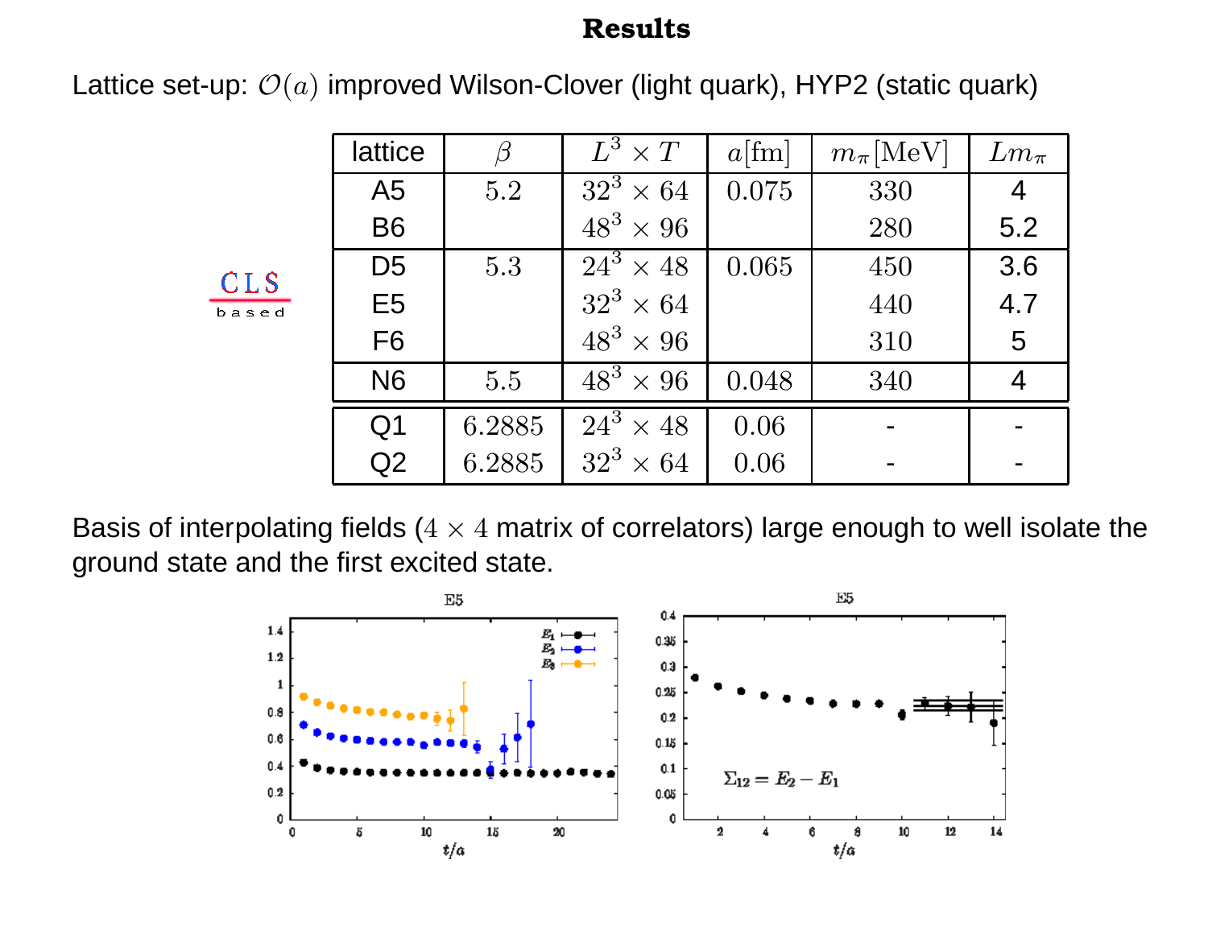# Results

Lattice set-up: $\mathcal{O}(a)$ improved Wilson-Clover (light quark), HYP2 (static quark)

CLS based

| lattice | $\beta$ | $L^3 \times T$ | $a$[fm] | $m_\pi$[MeV] | $Lm_\pi$ |
|---|---|---|---|---|---|
| A5 | 5.2 | $32^3 \times 64$ | 0.075 | 330 | 4 |
| B6 | | $48^3 \times 96$ | | 280 | 5.2 |
| D5 | 5.3 | $24^3 \times 48$ | 0.065 | 450 | 3.6 |
| E5 | | $32^3 \times 64$ | | 440 | 4.7 |
| F6 | | $48^3 \times 96$ | | 310 | 5 |
| N6 | 5.5 | $48^3 \times 96$ | 0.048 | 340 | 4 |
| Q1 | 6.2885 | $24^3 \times 48$ | 0.06 | - | - |
| Q2 | 6.2885 | $32^3 \times 64$ | 0.06 | - | - |

Basis of interpolating fields ($4 \times 4$ matrix of correlators) large enough to well isolate the ground state and the first excited state.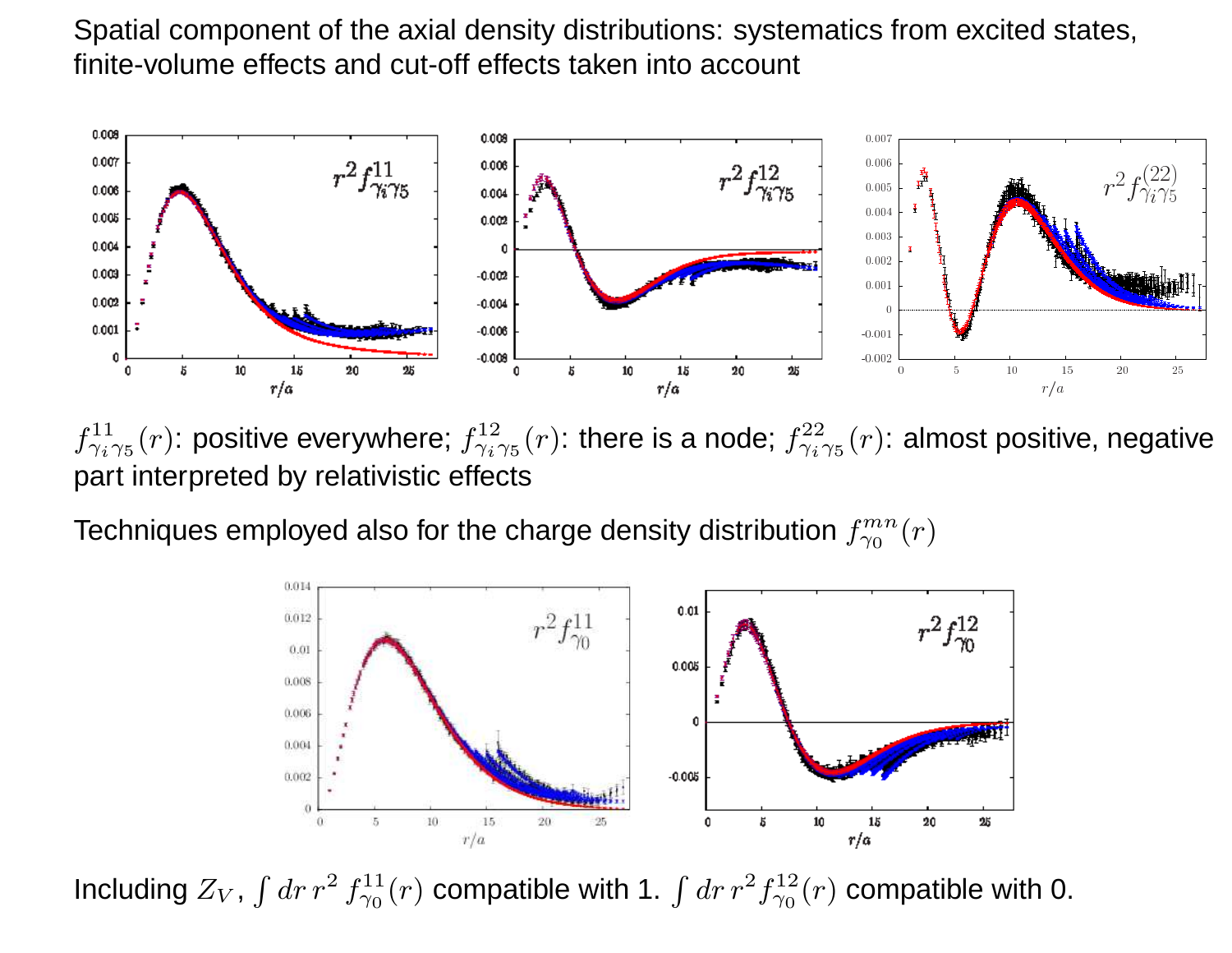Spatial component of the axial density distributions: systematics from excited states, finite-volume effects and cut-off effects taken into account

$f^{11}_{\gamma_i\gamma_5}(r)$: positive everywhere; $f^{12}_{\gamma_i\gamma_5}(r)$: there is a node; $f^{22}_{\gamma_i\gamma_5}(r)$: almost positive, negative part interpreted by relativistic effects

Techniques employed also for the charge density distribution $f^{mn}_{\gamma_0}(r)$

Including $Z_V$, $\int dr\, r^2\, f^{11}_{\gamma_0}(r)$ compatible with 1. $\int dr\, r^2 f^{12}_{\gamma_0}(r)$ compatible with 0.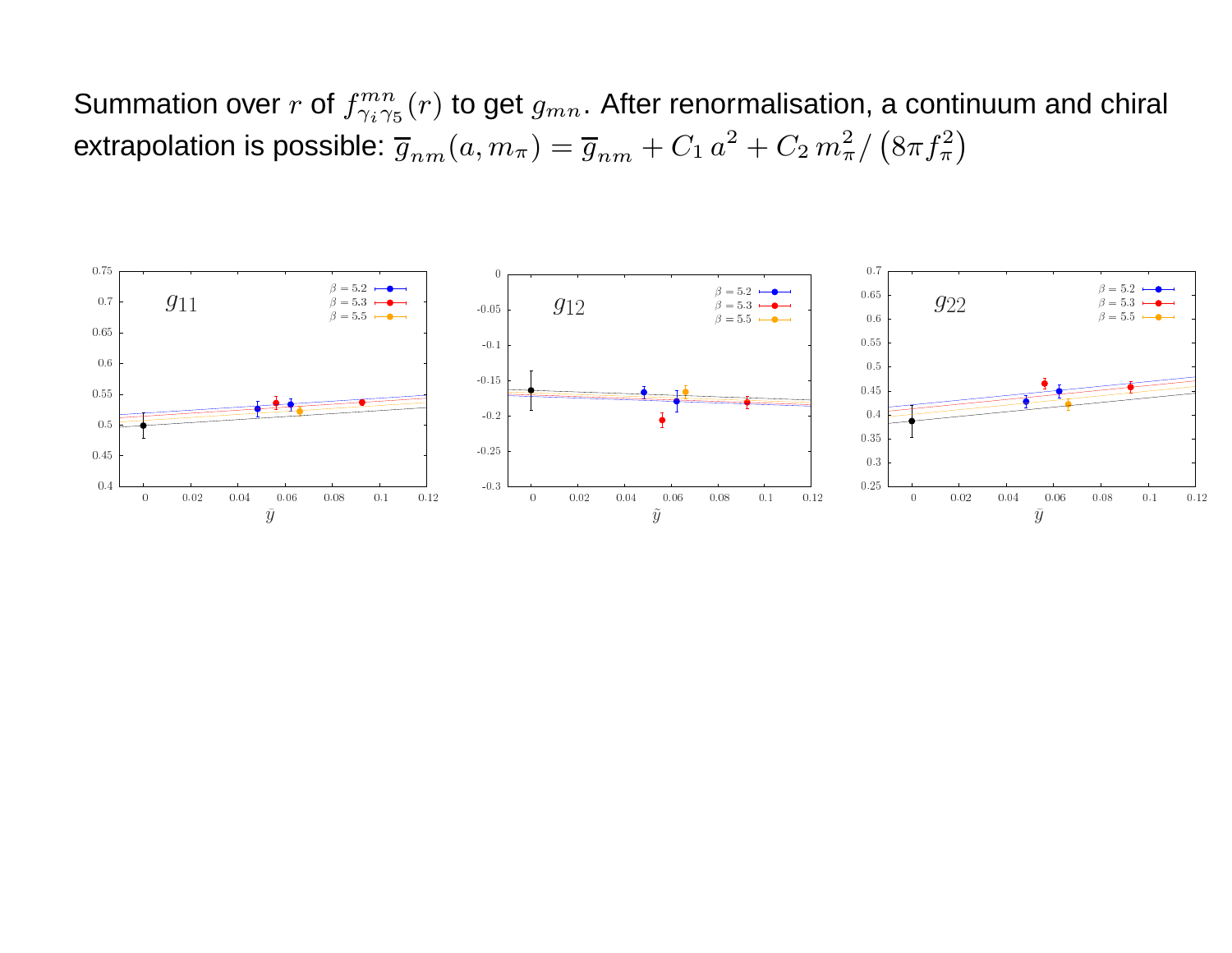Summation over $r$ of $f^{mn}_{\gamma_i\gamma_5}(r)$ to get $g_{mn}$. After renormalisation, a continuum and chiral extrapolation is possible: $\overline{g}_{nm}(a, m_\pi) = \overline{g}_{nm} + C_1\, a^2 + C_2\, m_\pi^2 / \left(8\pi f_\pi^2\right)$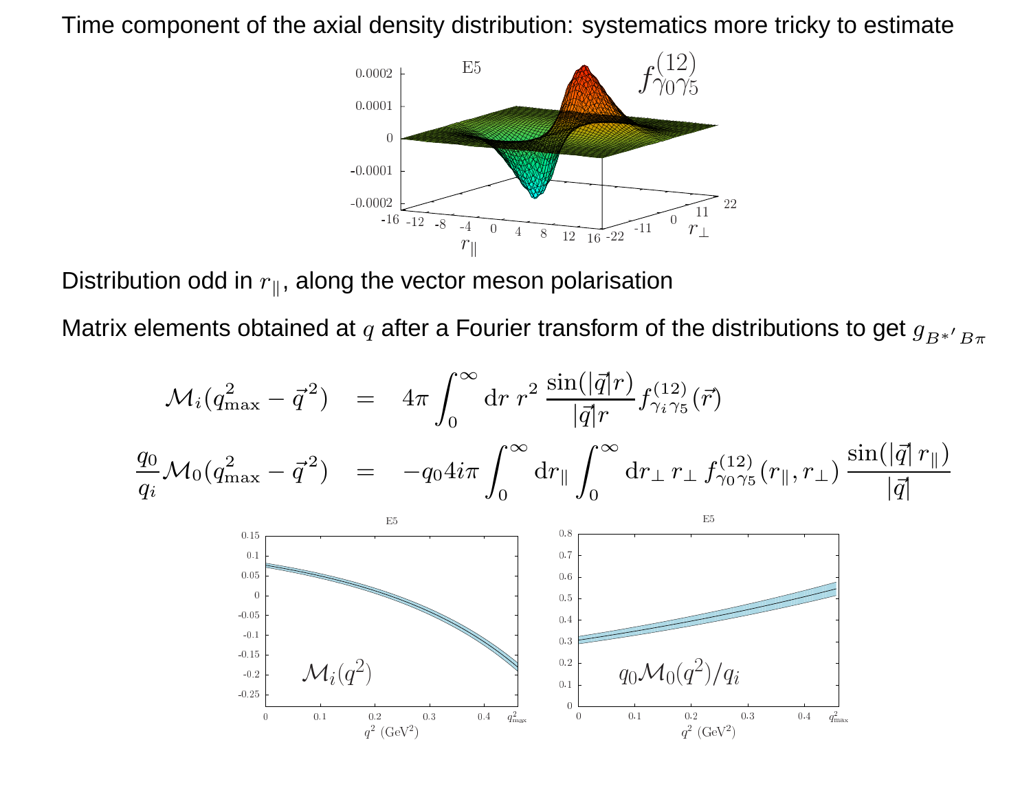Time component of the axial density distribution: systematics more tricky to estimate

Distribution odd in $r_{\parallel}$, along the vector meson polarisation

Matrix elements obtained at $q$ after a Fourier transform of the distributions to get $g_{B^{*\prime} B\pi}$

$$
\begin{aligned}
\mathcal{M}_i(q^2_{\max} - \vec{q}^{\,2}) &= 4\pi \int_0^\infty \mathrm{d}r\; r^2\, \frac{\sin(|\vec{q}|r)}{|\vec{q}|r} f^{(12)}_{\gamma_i\gamma_5}(\vec{r}) \\
\frac{q_0}{q_i}\mathcal{M}_0(q^2_{\max} - \vec{q}^{\,2}) &= -q_0 4i\pi \int_0^\infty \mathrm{d}r_{\parallel} \int_0^\infty \mathrm{d}r_{\perp}\, r_{\perp}\, f^{(12)}_{\gamma_0\gamma_5}(r_{\parallel}, r_{\perp})\, \frac{\sin(|\vec{q}|\, r_{\parallel})}{|\vec{q}|}
\end{aligned}
$$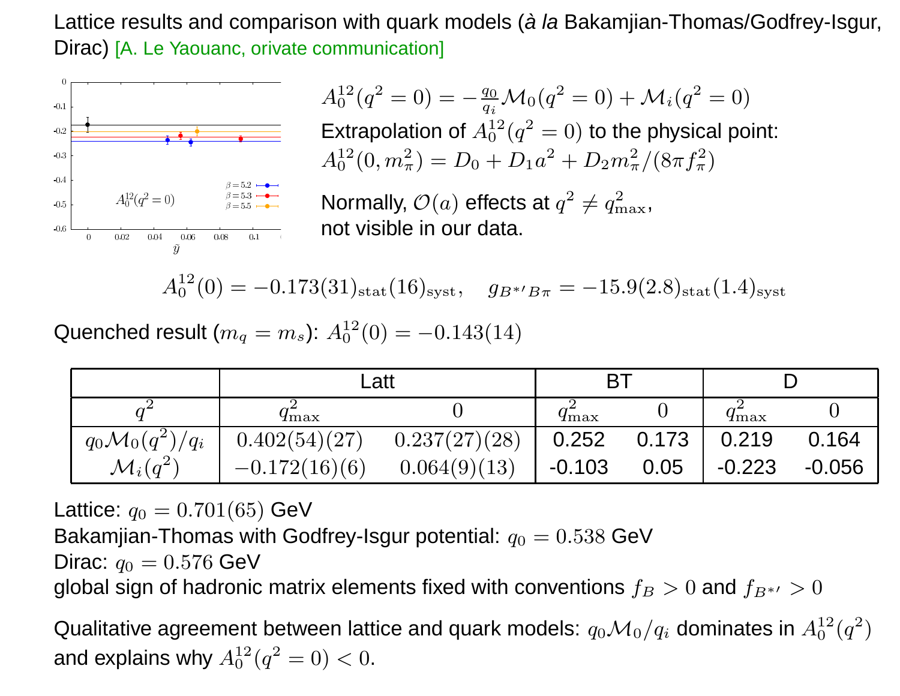Lattice results and comparison with quark models (*à la* Bakamjian-Thomas/Godfrey-Isgur, Dirac) [A. Le Yaouanc, orivate communication]

$$A_0^{12}(q^2=0) = -\frac{q_0}{q_i}\mathcal{M}_0(q^2=0) + \mathcal{M}_i(q^2=0)$$

Extrapolation of $A_0^{12}(q^2=0)$ to the physical point:

$$A_0^{12}(0, m_\pi^2) = D_0 + D_1 a^2 + D_2 m_\pi^2/(8\pi f_\pi^2)$$

Normally, $\mathcal{O}(a)$ effects at $q^2 \neq q^2_{\max}$, not visible in our data.

$$A_0^{12}(0) = -0.173(31)_{\text{stat}}(16)_{\text{syst}}, \quad g_{B^{*\prime}B\pi} = -15.9(2.8)_{\text{stat}}(1.4)_{\text{syst}}$$

Quenched result ($m_q = m_s$): $A_0^{12}(0) = -0.143(14)$

| | Latt | | BT | | D | |
|---|---|---|---|---|---|---|
| $q^2$ | $q^2_{\max}$ | 0 | $q^2_{\max}$ | 0 | $q^2_{\max}$ | 0 |
| $q_0\mathcal{M}_0(q^2)/q_i$ | $0.402(54)(27)$ | $0.237(27)(28)$ | 0.252 | 0.173 | 0.219 | 0.164 |
| $\mathcal{M}_i(q^2)$ | $-0.172(16)(6)$ | $0.064(9)(13)$ | -0.103 | 0.05 | -0.223 | -0.056 |

Lattice: $q_0 = 0.701(65)$ GeV

Bakamjian-Thomas with Godfrey-Isgur potential: $q_0 = 0.538$ GeV

Dirac: $q_0 = 0.576$ GeV

global sign of hadronic matrix elements fixed with conventions $f_B > 0$ and $f_{B^{*\prime}} > 0$

Qualitative agreement between lattice and quark models: $q_0\mathcal{M}_0/q_i$ dominates in $A_0^{12}(q^2)$ and explains why $A_0^{12}(q^2=0) < 0$.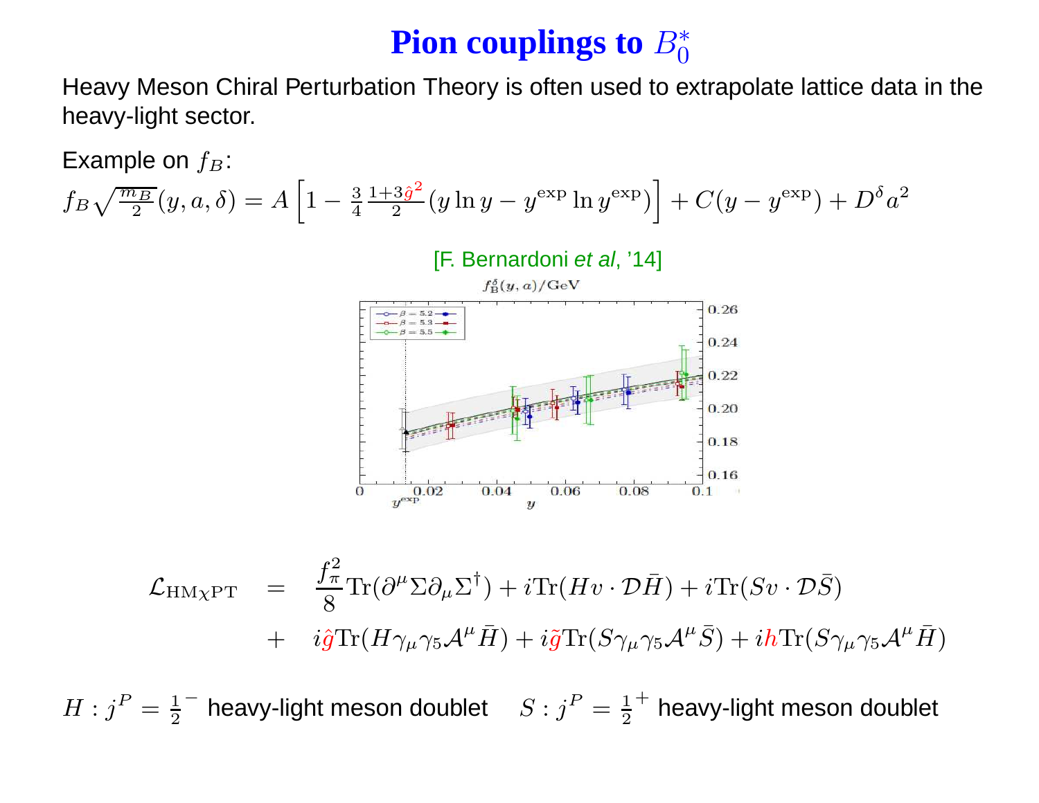# Pion couplings to $B_0^*$

Heavy Meson Chiral Perturbation Theory is often used to extrapolate lattice data in the heavy-light sector.

Example on $f_B$:

$$f_B\sqrt{\frac{m_B}{2}}(y,a,\delta) = A\left[1 - \frac{3}{4}\frac{1+3\hat{g}^2}{2}(y\ln y - y^{\exp}\ln y^{\exp})\right] + C(y - y^{\exp}) + D^\delta a^2$$

[F. Bernardoni *et al*, '14]

$$\mathcal{L}_{\mathrm{HM}\chi\mathrm{PT}} = \frac{f_\pi^2}{8}\mathrm{Tr}(\partial^\mu\Sigma\partial_\mu\Sigma^\dagger) + i\mathrm{Tr}(Hv\cdot\mathcal{D}\bar{H}) + i\mathrm{Tr}(Sv\cdot\mathcal{D}\bar{S})$$
$$+ \quad i\hat{g}\mathrm{Tr}(H\gamma_\mu\gamma_5\mathcal{A}^\mu\bar{H}) + i\tilde{g}\mathrm{Tr}(S\gamma_\mu\gamma_5\mathcal{A}^\mu\bar{S}) + ih\mathrm{Tr}(S\gamma_\mu\gamma_5\mathcal{A}^\mu\bar{H})$$

$H : j^P = \frac{1}{2}^-$ heavy-light meson doublet $\quad S : j^P = \frac{1}{2}^+$ heavy-light meson doublet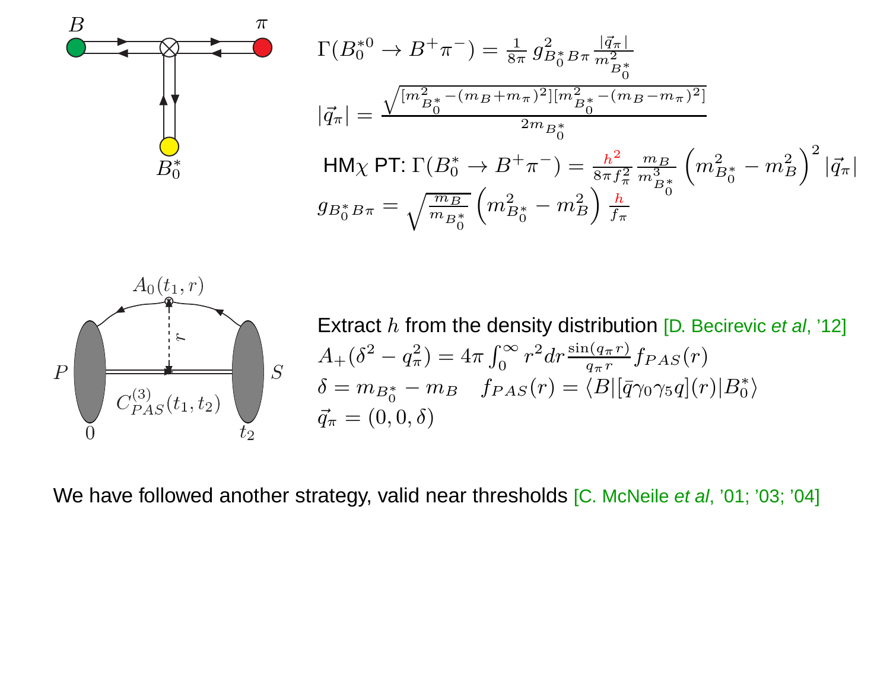$$\Gamma(B_0^{*0} \to B^+\pi^-) = \frac{1}{8\pi}\, g^2_{B_0^* B\pi} \frac{|\vec{q}_\pi|}{m^2_{B_0^*}}$$

$$|\vec{q}_\pi| = \frac{\sqrt{[m^2_{B_0^*} - (m_B + m_\pi)^2][m^2_{B_0^*} - (m_B - m_\pi)^2]}}{2 m_{B_0^*}}$$

HM$\chi$ PT: $\Gamma(B_0^* \to B^+\pi^-) = \frac{h^2}{8\pi f_\pi^2} \frac{m_B}{m^3_{B_0^*}} \left( m^2_{B_0^*} - m^2_B \right)^2 |\vec{q}_\pi|$

$$g_{B_0^* B\pi} = \sqrt{\frac{m_B}{m_{B_0^*}}} \left( m^2_{B_0^*} - m^2_B \right) \frac{h}{f_\pi}$$

Extract $h$ from the density distribution [D. Becirevic *et al*, '12]

$$A_+(\delta^2 - q_\pi^2) = 4\pi \int_0^\infty r^2 dr \frac{\sin(q_\pi r)}{q_\pi r} f_{PAS}(r)$$

$\delta = m_{B_0^*} - m_B \quad f_{PAS}(r) = \langle B | [\bar{q}\gamma_0\gamma_5 q](r) | B_0^* \rangle$

$\vec{q}_\pi = (0, 0, \delta)$

We have followed another strategy, valid near thresholds [C. McNeile *et al*, '01; '03; '04]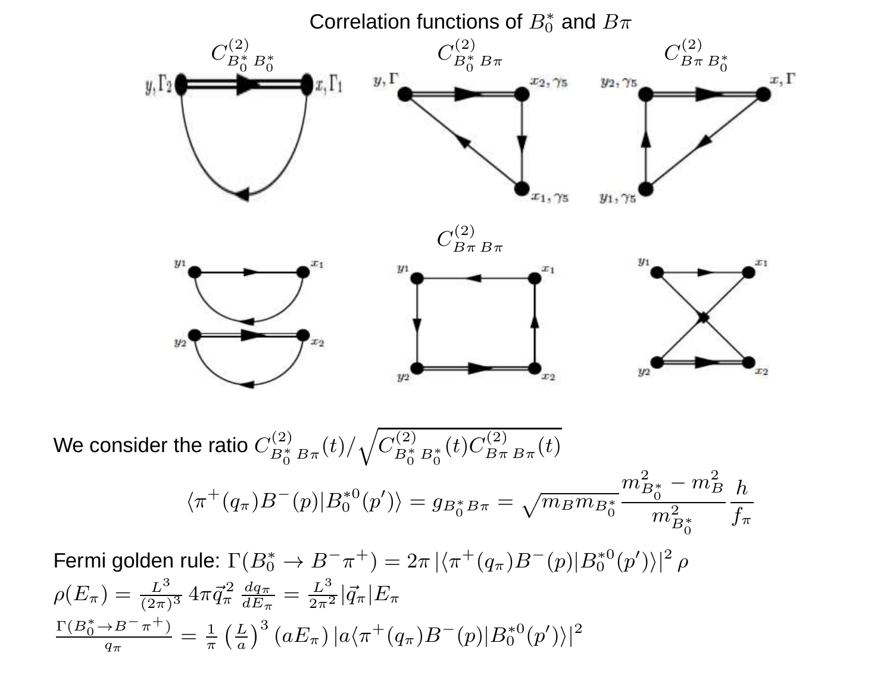Correlation functions of $B_0^*$ and $B\pi$

$C^{(2)}_{B_0^*\,B_0^*}$ $C^{(2)}_{B_0^*\,B\pi}$ $C^{(2)}_{B\pi\,B_0^*}$

$y, \Gamma_2$ $x, \Gamma_1$ $y, \Gamma$ $x_2, \gamma_5$ $x_1, \gamma_5$ $y_2, \gamma_5$ $x, \Gamma$ $y_1, \gamma_5$

$C^{(2)}_{B\pi\,B\pi}$

$y_1$ $x_1$ $y_2$ $x_2$

We consider the ratio $C^{(2)}_{B_0^*\,B\pi}(t)/\sqrt{C^{(2)}_{B_0^*\,B_0^*}(t)C^{(2)}_{B\pi\,B\pi}(t)}$

$$\langle \pi^+(q_\pi)B^-(p)|B_0^{*0}(p')\rangle = g_{B_0^*B\pi} = \sqrt{m_B m_{B_0^*}}\frac{m^2_{B_0^*} - m_B^2}{m^2_{B_0^*}}\frac{h}{f_\pi}$$

Fermi golden rule: $\Gamma(B_0^* \to B^-\pi^+) = 2\pi\,|\langle \pi^+(q_\pi)B^-(p)|B_0^{*0}(p')\rangle|^2\,\rho$

$\rho(E_\pi) = \frac{L^3}{(2\pi)^3}\,4\pi\vec{q}_\pi^{\,2}\,\frac{dq_\pi}{dE_\pi} = \frac{L^3}{2\pi^2}|\vec{q}_\pi|E_\pi$

$\frac{\Gamma(B_0^* \to B^-\pi^+)}{q_\pi} = \frac{1}{\pi}\left(\frac{L}{a}\right)^3 (aE_\pi)\,|a\langle \pi^+(q_\pi)B^-(p)|B_0^{*0}(p')\rangle|^2$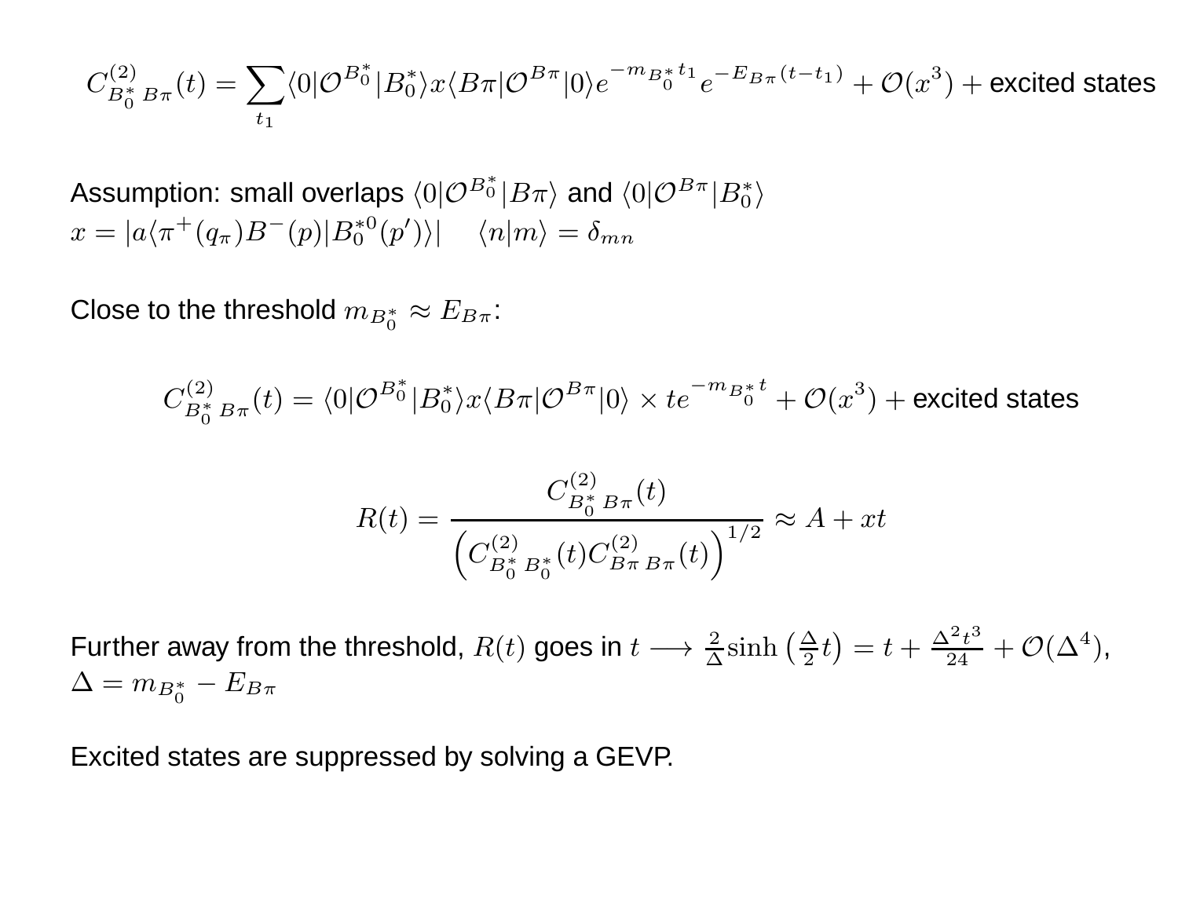$$C^{(2)}_{B_0^*\,B\pi}(t) = \sum_{t_1} \langle 0|\mathcal{O}^{B_0^*}|B_0^*\rangle x \langle B\pi|\mathcal{O}^{B\pi}|0\rangle e^{-m_{B_0^*}t_1} e^{-E_{B\pi}(t-t_1)} + \mathcal{O}(x^3) + \text{excited states}$$

Assumption: small overlaps $\langle 0|\mathcal{O}^{B_0^*}|B\pi\rangle$ and $\langle 0|\mathcal{O}^{B\pi}|B_0^*\rangle$

$x = |a\langle \pi^+(q_\pi)B^-(p)|B_0^{*0}(p')\rangle|$ $\quad \langle n|m\rangle = \delta_{mn}$

Close to the threshold $m_{B_0^*} \approx E_{B\pi}$:

$$C^{(2)}_{B_0^*\,B\pi}(t) = \langle 0|\mathcal{O}^{B_0^*}|B_0^*\rangle x \langle B\pi|\mathcal{O}^{B\pi}|0\rangle \times t e^{-m_{B_0^*}t} + \mathcal{O}(x^3) + \text{excited states}$$

$$R(t) = \frac{C^{(2)}_{B_0^*\,B\pi}(t)}{\left(C^{(2)}_{B_0^*\,B_0^*}(t) C^{(2)}_{B\pi\,B\pi}(t)\right)^{1/2}} \approx A + xt$$

Further away from the threshold, $R(t)$ goes in $t \longrightarrow \frac{2}{\Delta}\sinh\left(\frac{\Delta}{2}t\right) = t + \frac{\Delta^2 t^3}{24} + \mathcal{O}(\Delta^4)$, $\Delta = m_{B_0^*} - E_{B\pi}$

Excited states are suppressed by solving a GEVP.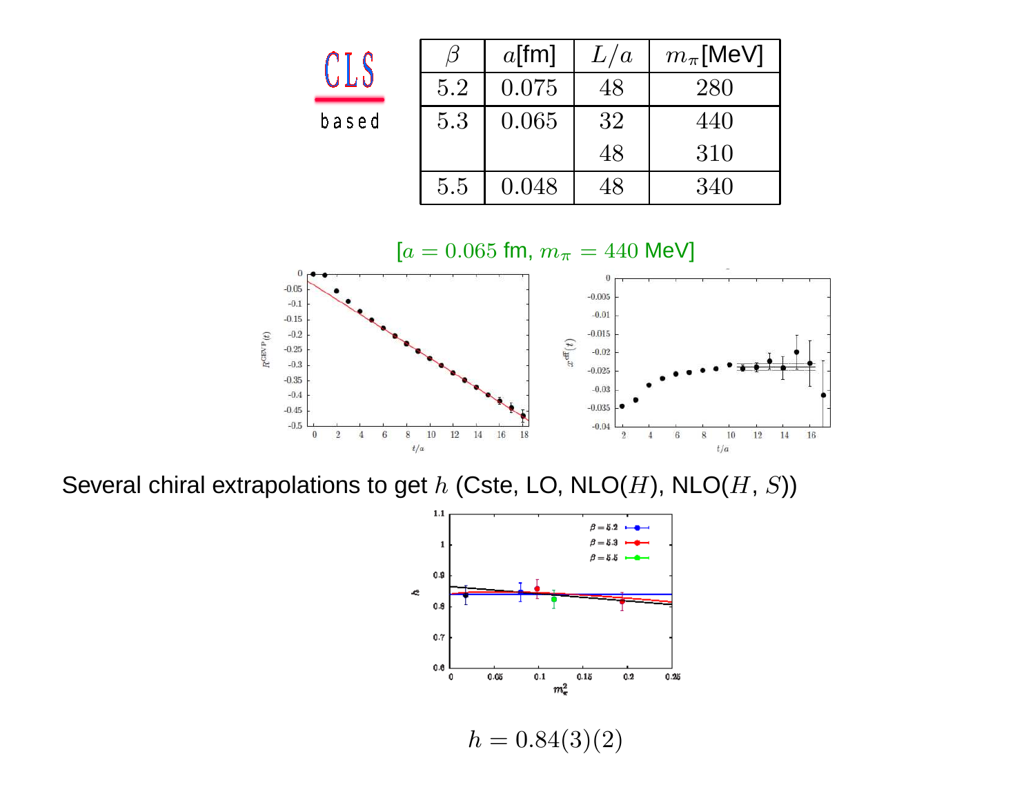CLS based

| $\beta$ | $a$[fm] | $L/a$ | $m_\pi$[MeV] |
|---|---|---|---|
| 5.2 | 0.075 | 48 | 280 |
| 5.3 | 0.065 | 32 | 440 |
| | | 48 | 310 |
| 5.5 | 0.048 | 48 | 340 |

[$a = 0.065$ fm, $m_\pi = 440$ MeV]

Several chiral extrapolations to get $h$ (Cste, LO, NLO($H$), NLO($H$, $S$))

$$h = 0.84(3)(2)$$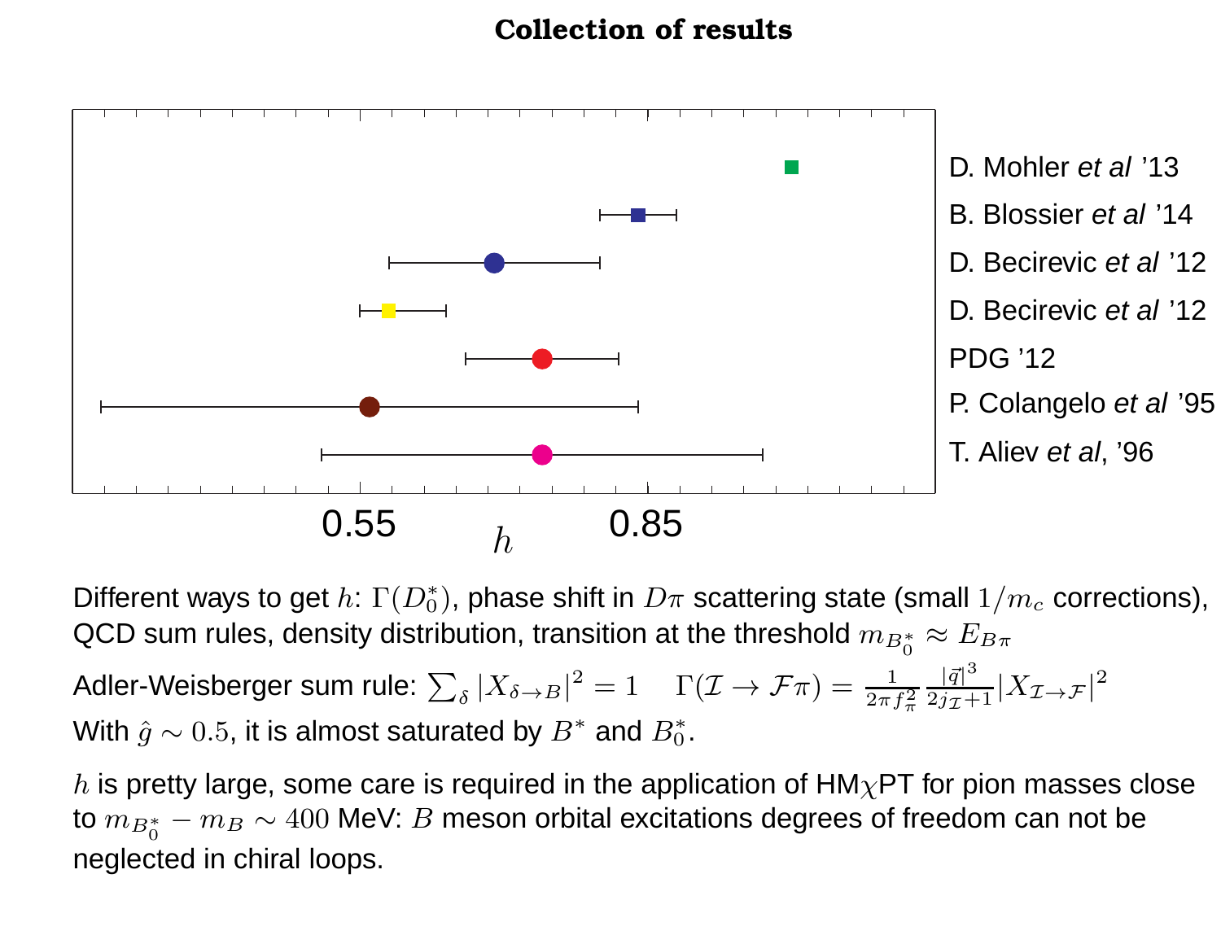# Collection of results

D. Mohler *et al* '13

B. Blossier *et al* '14

D. Becirevic *et al* '12

D. Becirevic *et al* '12

PDG '12

P. Colangelo *et al* '95

T. Aliev *et al*, '96

0.55 $h$ 0.85

Different ways to get $h$: $\Gamma(D_0^*)$, phase shift in $D\pi$ scattering state (small $1/m_c$ corrections), QCD sum rules, density distribution, transition at the threshold $m_{B_0^*} \approx E_{B\pi}$

Adler-Weisberger sum rule: $\sum_\delta |X_{\delta \to B}|^2 = 1 \quad \Gamma(\mathcal{I} \to \mathcal{F}\pi) = \frac{1}{2\pi f_\pi^2} \frac{|\vec{q}|^3}{2j_{\mathcal{I}}+1} |X_{\mathcal{I} \to \mathcal{F}}|^2$

With $\hat{g} \sim 0.5$, it is almost saturated by $B^*$ and $B_0^*$.

$h$ is pretty large, some care is required in the application of HM$\chi$PT for pion masses close to $m_{B_0^*} - m_B \sim 400$ MeV: $B$ meson orbital excitations degrees of freedom can not be neglected in chiral loops.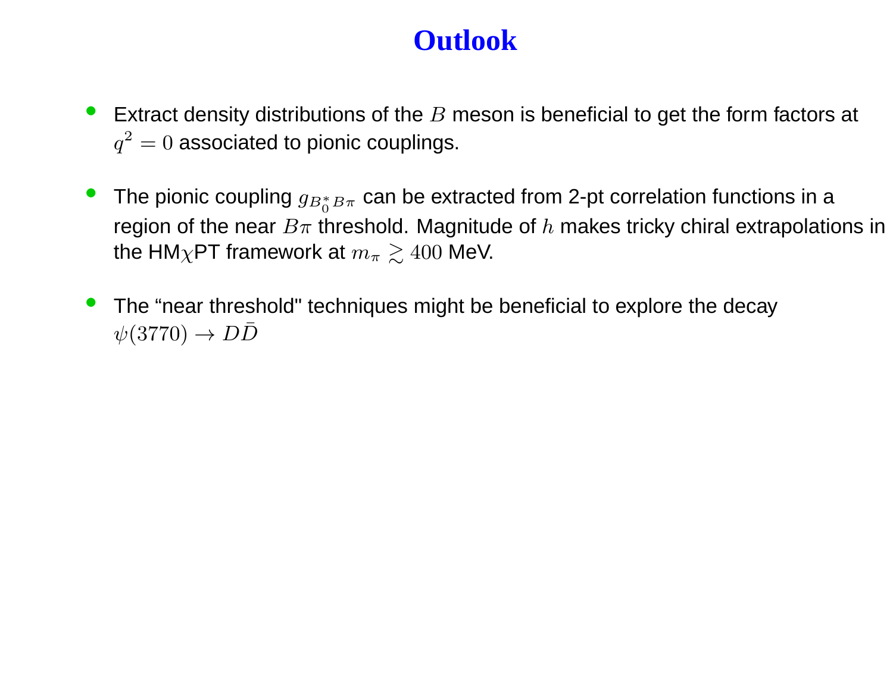# Outlook

- Extract density distributions of the $B$ meson is beneficial to get the form factors at $q^2 = 0$ associated to pionic couplings.

- The pionic coupling $g_{B_0^* B\pi}$ can be extracted from 2-pt correlation functions in a region of the near $B\pi$ threshold. Magnitude of $h$ makes tricky chiral extrapolations in the HM$\chi$PT framework at $m_\pi \gtrsim 400$ MeV.

- The “near threshold" techniques might be beneficial to explore the decay $\psi(3770) \to D\bar{D}$